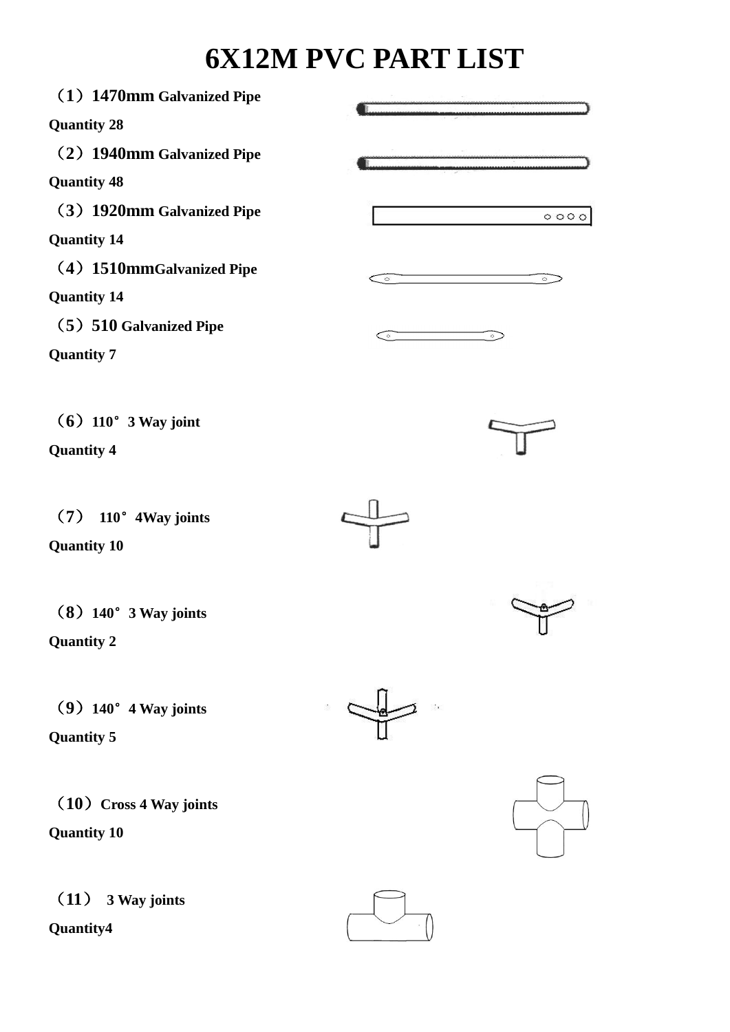# 6X12M PVC PART LIST

**（1）1470mm Galvanized Pipe**

**Quantity 28**

**（2）1940mm Galvanized Pipe**

**Quantity 48**

**（3）1920mm Galvanized Pipe**

**Quantity 14**

**（4）1510mmGalvanized Pipe**

**Quantity 14**

**（5）510 Galvanized Pipe**

**Quantity 7**

**（6）110° 3 Way joint**

**Quantity 4**

**（7） 110° 4Way joints**

**Quantity 10**

**（8）140° 3 Way joints**

**Quantity 2**

**（9）140° 4 Way joints**

**Quantity 5**

**（10）Cross 4 Way joints**

**Quantity 10**

**（11） 3 Way joints**

**Quantity4**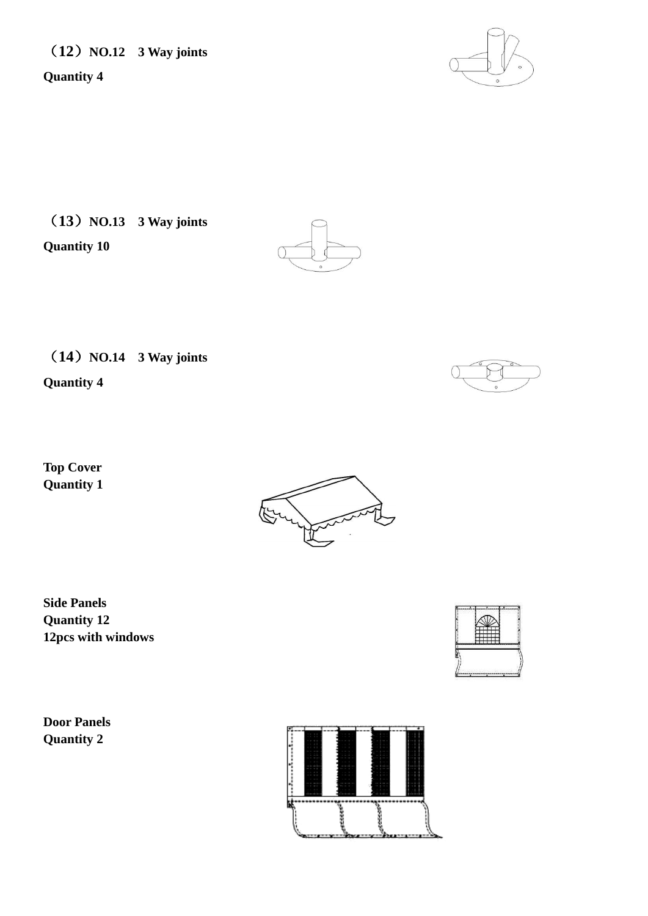**（12）NO.12　3 Way joints**

**Quantity 4**

**（13）NO.13　3 Way joints**

**Quantity 10**

**（14）NO.14　3 Way joints**

**Quantity 4**

**Top Cover**
**Quantity 1**

**Side Panels**
**Quantity 12**
**12pcs with windows**

**Door Panels**
**Quantity 2**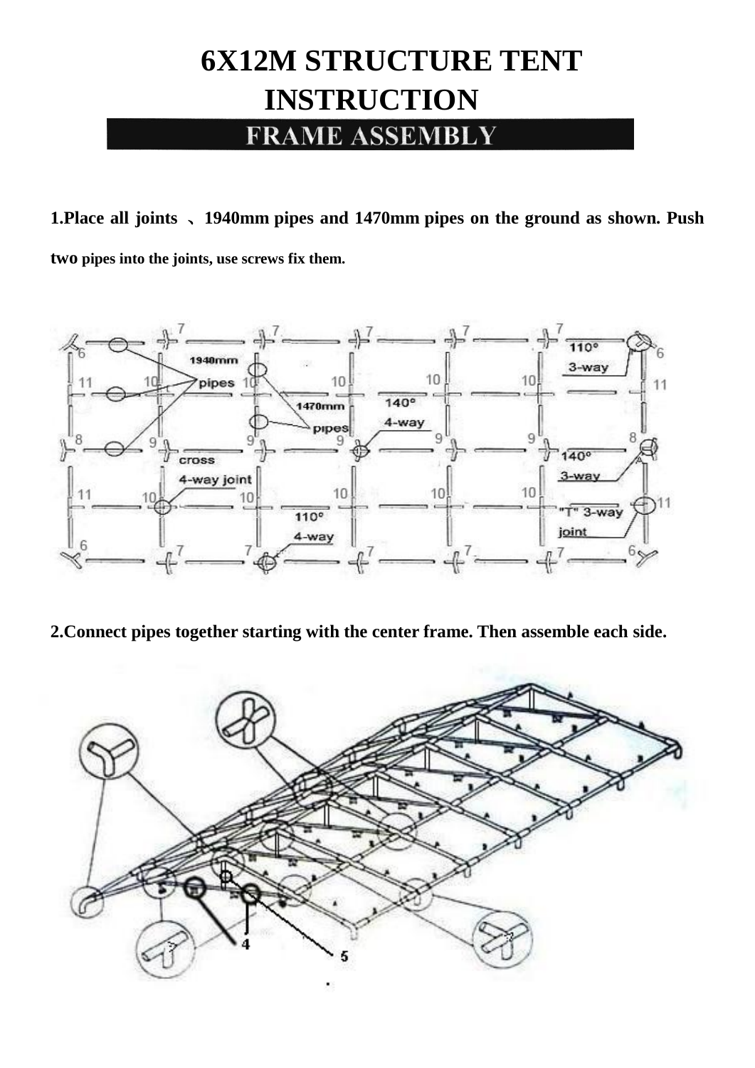# 6X12M STRUCTURE TENT INSTRUCTION

## FRAME ASSEMBLY

**1.Place all joints 、1940mm pipes and 1470mm pipes on the ground as shown. Push two pipes into the joints, use screws fix them.**

**2.Connect pipes together starting with the center frame. Then assemble each side.**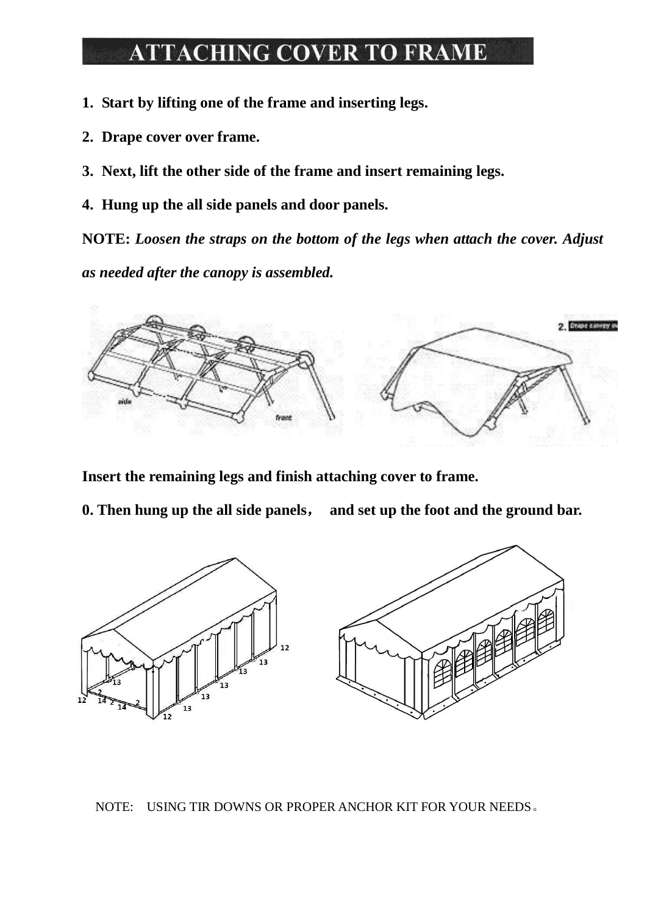# ATTACHING COVER TO FRAME

1. **Start by lifting one of the frame and inserting legs.**
2. **Drape cover over frame.**
3. **Next, lift the other side of the frame and insert remaining legs.**
4. **Hung up the all side panels and door panels.**

**NOTE:** ***Loosen the straps on the bottom of the legs when attach the cover. Adjust as needed after the canopy is assembled.***

side

front

2. Drape canopy ov

**Insert the remaining legs and finish attaching cover to frame.**

**0. Then hung up the all side panels， and set up the foot and the ground bar.**

12 13 13 13 13 13 12 12 14 2 14 2 2 13

NOTE: USING TIR DOWNS OR PROPER ANCHOR KIT FOR YOUR NEEDS。